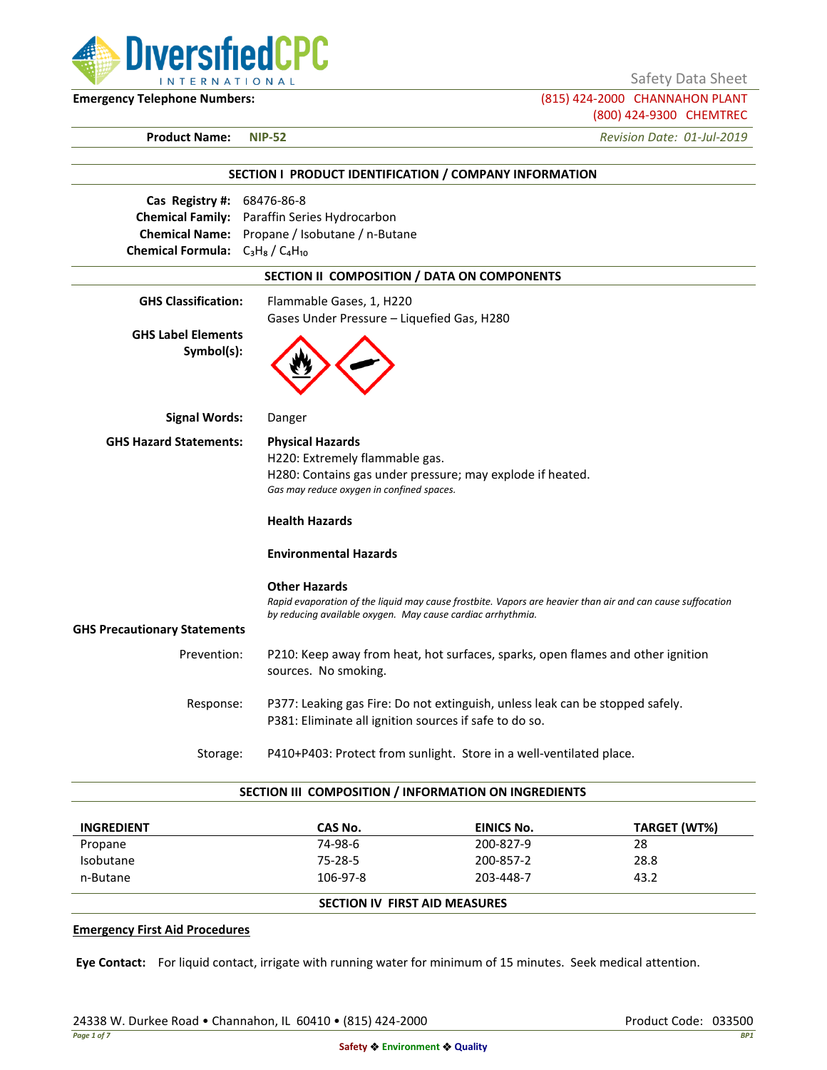DiversifiedCPC INTERNATIONAL

Safety Data Sheet

**Emergency Telephone Numbers:** (815) 424-2000 CHANNAHON PLANT
(800) 424-9300 CHEMTREC

**Product Name:** **NIP-52** *Revision Date: 01-Jul-2019*

## SECTION I PRODUCT IDENTIFICATION / COMPANY INFORMATION

**Cas Registry #:** 68476-86-8
**Chemical Family:** Paraffin Series Hydrocarbon
**Chemical Name:** Propane / Isobutane / n-Butane
**Chemical Formula:** $C_3H_8$ / $C_4H_{10}$

## SECTION II COMPOSITION / DATA ON COMPONENTS

**GHS Classification:** Flammable Gases, 1, H220
Gases Under Pressure – Liquefied Gas, H280

**GHS Label Elements Symbol(s):**

**Signal Words:** Danger

**GHS Hazard Statements:**

**Physical Hazards**
H220: Extremely flammable gas.
H280: Contains gas under pressure; may explode if heated.
*Gas may reduce oxygen in confined spaces.*

**Health Hazards**

**Environmental Hazards**

**Other Hazards**
*Rapid evaporation of the liquid may cause frostbite. Vapors are heavier than air and can cause suffocation by reducing available oxygen. May cause cardiac arrhythmia.*

**GHS Precautionary Statements**

Prevention: P210: Keep away from heat, hot surfaces, sparks, open flames and other ignition sources. No smoking.

Response: P377: Leaking gas Fire: Do not extinguish, unless leak can be stopped safely.
P381: Eliminate all ignition sources if safe to do so.

Storage: P410+P403: Protect from sunlight. Store in a well-ventilated place.

## SECTION III COMPOSITION / INFORMATION ON INGREDIENTS

| INGREDIENT | CAS No. | EINICS No. | TARGET (WT%) |
|---|---|---|---|
| Propane | 74-98-6 | 200-827-9 | 28 |
| Isobutane | 75-28-5 | 200-857-2 | 28.8 |
| n-Butane | 106-97-8 | 203-448-7 | 43.2 |

## SECTION IV FIRST AID MEASURES

**Emergency First Aid Procedures**

**Eye Contact:** For liquid contact, irrigate with running water for minimum of 15 minutes. Seek medical attention.

24338 W. Durkee Road • Channahon, IL 60410 • (815) 424-2000 Product Code: 033500

Safety ❖ Environment ❖ Quality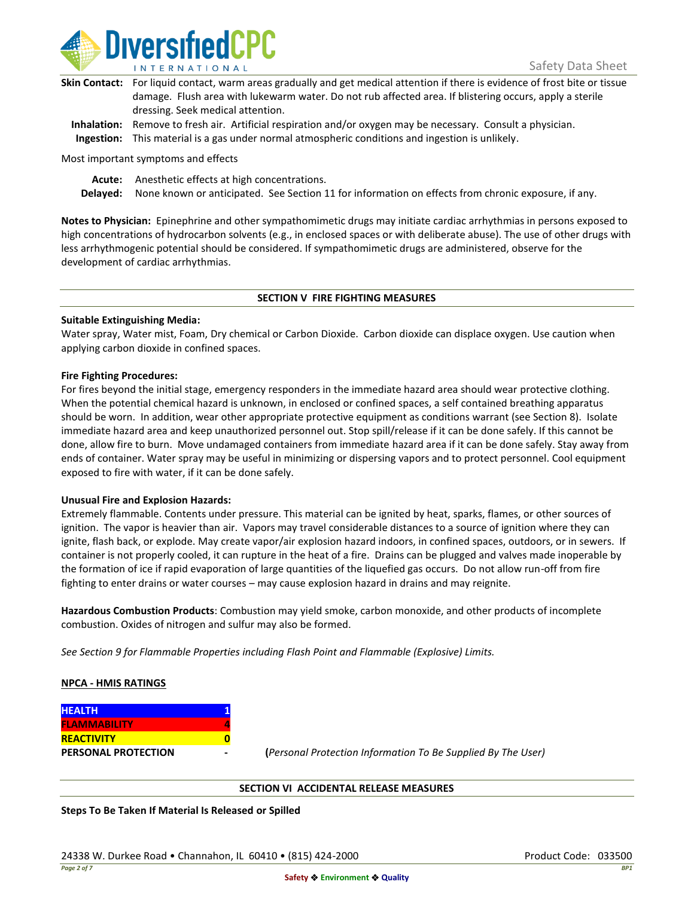**Skin Contact:** For liquid contact, warm areas gradually and get medical attention if there is evidence of frost bite or tissue damage. Flush area with lukewarm water. Do not rub affected area. If blistering occurs, apply a sterile dressing. Seek medical attention.

**Inhalation:** Remove to fresh air. Artificial respiration and/or oxygen may be necessary. Consult a physician.

**Ingestion:** This material is a gas under normal atmospheric conditions and ingestion is unlikely.

Most important symptoms and effects

**Acute:** Anesthetic effects at high concentrations.

**Delayed:** None known or anticipated. See Section 11 for information on effects from chronic exposure, if any.

**Notes to Physician:** Epinephrine and other sympathomimetic drugs may initiate cardiac arrhythmias in persons exposed to high concentrations of hydrocarbon solvents (e.g., in enclosed spaces or with deliberate abuse). The use of other drugs with less arrhythmogenic potential should be considered. If sympathomimetic drugs are administered, observe for the development of cardiac arrhythmias.

## SECTION V FIRE FIGHTING MEASURES

**Suitable Extinguishing Media:**

Water spray, Water mist, Foam, Dry chemical or Carbon Dioxide. Carbon dioxide can displace oxygen. Use caution when applying carbon dioxide in confined spaces.

**Fire Fighting Procedures:**

For fires beyond the initial stage, emergency responders in the immediate hazard area should wear protective clothing. When the potential chemical hazard is unknown, in enclosed or confined spaces, a self contained breathing apparatus should be worn. In addition, wear other appropriate protective equipment as conditions warrant (see Section 8). Isolate immediate hazard area and keep unauthorized personnel out. Stop spill/release if it can be done safely. If this cannot be done, allow fire to burn. Move undamaged containers from immediate hazard area if it can be done safely. Stay away from ends of container. Water spray may be useful in minimizing or dispersing vapors and to protect personnel. Cool equipment exposed to fire with water, if it can be done safely.

**Unusual Fire and Explosion Hazards:**

Extremely flammable. Contents under pressure. This material can be ignited by heat, sparks, flames, or other sources of ignition. The vapor is heavier than air. Vapors may travel considerable distances to a source of ignition where they can ignite, flash back, or explode. May create vapor/air explosion hazard indoors, in confined spaces, outdoors, or in sewers. If container is not properly cooled, it can rupture in the heat of a fire. Drains can be plugged and valves made inoperable by the formation of ice if rapid evaporation of large quantities of the liquefied gas occurs. Do not allow run-off from fire fighting to enter drains or water courses – may cause explosion hazard in drains and may reignite.

**Hazardous Combustion Products**: Combustion may yield smoke, carbon monoxide, and other products of incomplete combustion. Oxides of nitrogen and sulfur may also be formed.

*See Section 9 for Flammable Properties including Flash Point and Flammable (Explosive) Limits.*

**NPCA - HMIS RATINGS**

| | |
|---|---|
| **HEALTH** | **1** |
| **FLAMMABILITY** | **4** |
| **REACTIVITY** | **0** |
| **PERSONAL PROTECTION** | **-** |

(*Personal Protection Information To Be Supplied By The User)*

## SECTION VI ACCIDENTAL RELEASE MEASURES

**Steps To Be Taken If Material Is Released or Spilled**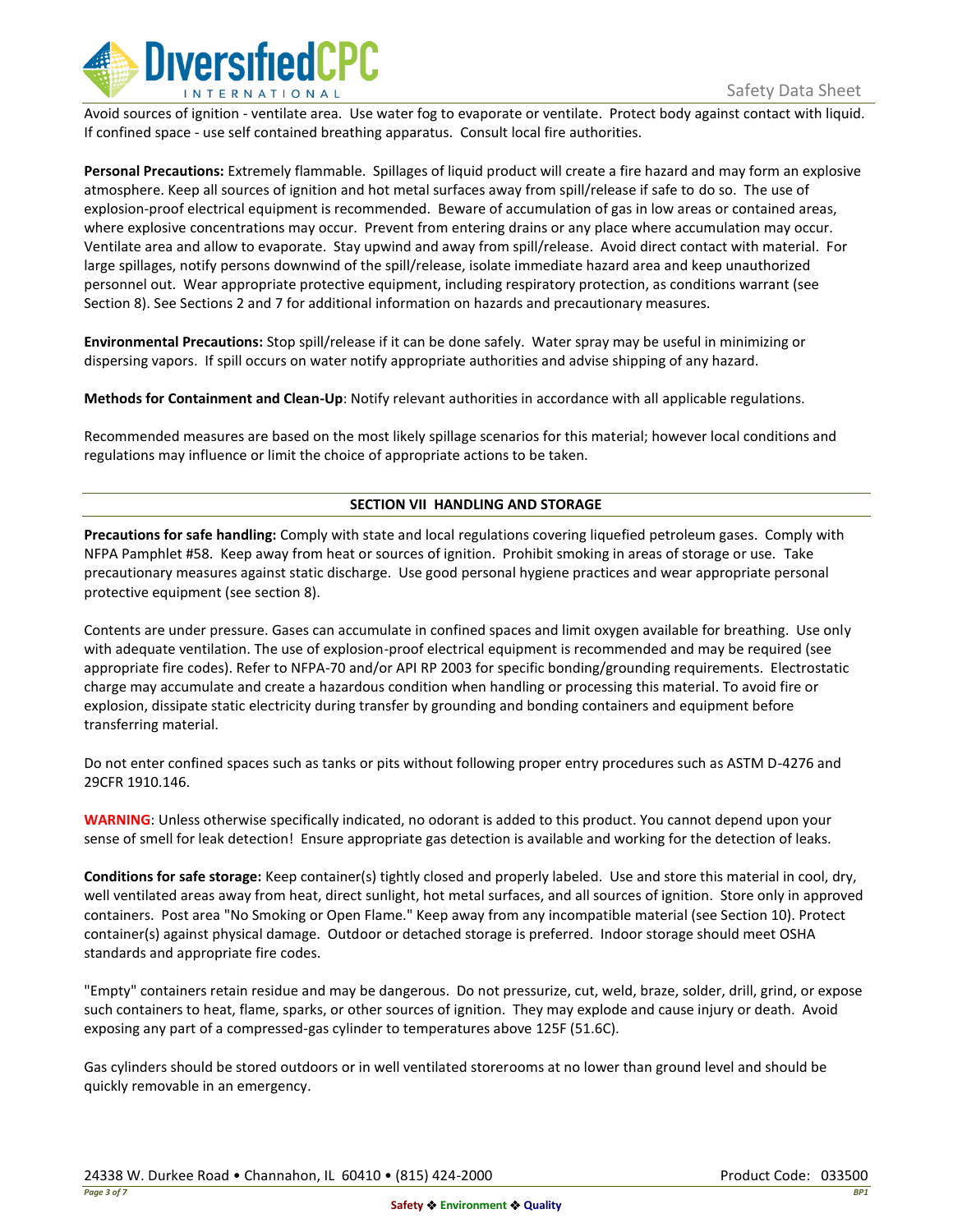Avoid sources of ignition - ventilate area. Use water fog to evaporate or ventilate. Protect body against contact with liquid. If confined space - use self contained breathing apparatus. Consult local fire authorities.

**Personal Precautions:** Extremely flammable. Spillages of liquid product will create a fire hazard and may form an explosive atmosphere. Keep all sources of ignition and hot metal surfaces away from spill/release if safe to do so. The use of explosion-proof electrical equipment is recommended. Beware of accumulation of gas in low areas or contained areas, where explosive concentrations may occur. Prevent from entering drains or any place where accumulation may occur. Ventilate area and allow to evaporate. Stay upwind and away from spill/release. Avoid direct contact with material. For large spillages, notify persons downwind of the spill/release, isolate immediate hazard area and keep unauthorized personnel out. Wear appropriate protective equipment, including respiratory protection, as conditions warrant (see Section 8). See Sections 2 and 7 for additional information on hazards and precautionary measures.

**Environmental Precautions:** Stop spill/release if it can be done safely. Water spray may be useful in minimizing or dispersing vapors. If spill occurs on water notify appropriate authorities and advise shipping of any hazard.

**Methods for Containment and Clean-Up**: Notify relevant authorities in accordance with all applicable regulations.

Recommended measures are based on the most likely spillage scenarios for this material; however local conditions and regulations may influence or limit the choice of appropriate actions to be taken.

## SECTION VII HANDLING AND STORAGE

**Precautions for safe handling:** Comply with state and local regulations covering liquefied petroleum gases. Comply with NFPA Pamphlet #58. Keep away from heat or sources of ignition. Prohibit smoking in areas of storage or use. Take precautionary measures against static discharge. Use good personal hygiene practices and wear appropriate personal protective equipment (see section 8).

Contents are under pressure. Gases can accumulate in confined spaces and limit oxygen available for breathing. Use only with adequate ventilation. The use of explosion-proof electrical equipment is recommended and may be required (see appropriate fire codes). Refer to NFPA-70 and/or API RP 2003 for specific bonding/grounding requirements. Electrostatic charge may accumulate and create a hazardous condition when handling or processing this material. To avoid fire or explosion, dissipate static electricity during transfer by grounding and bonding containers and equipment before transferring material.

Do not enter confined spaces such as tanks or pits without following proper entry procedures such as ASTM D-4276 and 29CFR 1910.146.

**WARNING**: Unless otherwise specifically indicated, no odorant is added to this product. You cannot depend upon your sense of smell for leak detection! Ensure appropriate gas detection is available and working for the detection of leaks.

**Conditions for safe storage:** Keep container(s) tightly closed and properly labeled. Use and store this material in cool, dry, well ventilated areas away from heat, direct sunlight, hot metal surfaces, and all sources of ignition. Store only in approved containers. Post area "No Smoking or Open Flame." Keep away from any incompatible material (see Section 10). Protect container(s) against physical damage. Outdoor or detached storage is preferred. Indoor storage should meet OSHA standards and appropriate fire codes.

"Empty" containers retain residue and may be dangerous. Do not pressurize, cut, weld, braze, solder, drill, grind, or expose such containers to heat, flame, sparks, or other sources of ignition. They may explode and cause injury or death. Avoid exposing any part of a compressed-gas cylinder to temperatures above 125F (51.6C).

Gas cylinders should be stored outdoors or in well ventilated storerooms at no lower than ground level and should be quickly removable in an emergency.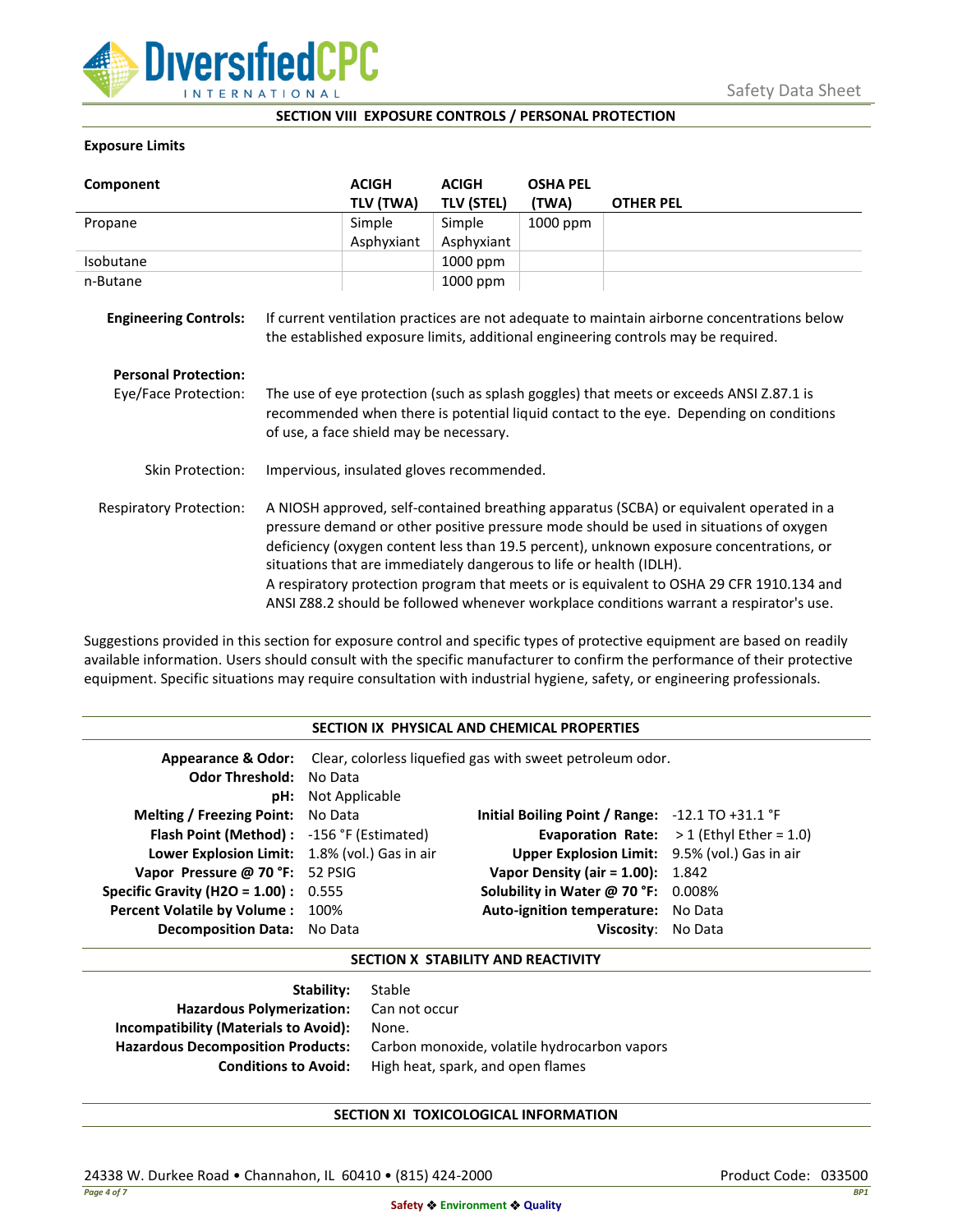## SECTION VIII EXPOSURE CONTROLS / PERSONAL PROTECTION

**Exposure Limits**

| Component | ACIGH TLV (TWA) | ACIGH TLV (STEL) | OSHA PEL (TWA) | OTHER PEL |
|---|---|---|---|---|
| Propane | Simple Asphyxiant | Simple Asphyxiant | 1000 ppm | |
| Isobutane | | 1000 ppm | | |
| n-Butane | | 1000 ppm | | |

**Engineering Controls:** If current ventilation practices are not adequate to maintain airborne concentrations below the established exposure limits, additional engineering controls may be required.

**Personal Protection:**

Eye/Face Protection: The use of eye protection (such as splash goggles) that meets or exceeds ANSI Z.87.1 is recommended when there is potential liquid contact to the eye. Depending on conditions of use, a face shield may be necessary.

Skin Protection: Impervious, insulated gloves recommended.

Respiratory Protection: A NIOSH approved, self-contained breathing apparatus (SCBA) or equivalent operated in a pressure demand or other positive pressure mode should be used in situations of oxygen deficiency (oxygen content less than 19.5 percent), unknown exposure concentrations, or situations that are immediately dangerous to life or health (IDLH).
A respiratory protection program that meets or is equivalent to OSHA 29 CFR 1910.134 and ANSI Z88.2 should be followed whenever workplace conditions warrant a respirator's use.

Suggestions provided in this section for exposure control and specific types of protective equipment are based on readily available information. Users should consult with the specific manufacturer to confirm the performance of their protective equipment. Specific situations may require consultation with industrial hygiene, safety, or engineering professionals.

## SECTION IX PHYSICAL AND CHEMICAL PROPERTIES

**Appearance & Odor:** Clear, colorless liquefied gas with sweet petroleum odor.
**Odor Threshold:** No Data
**pH:** Not Applicable

| | | | |
|---|---|---|---|
| **Melting / Freezing Point:** | No Data | **Initial Boiling Point / Range:** | -12.1 TO +31.1 °F |
| **Flash Point (Method) :** | -156 °F (Estimated) | **Evaporation Rate:** | > 1 (Ethyl Ether = 1.0) |
| **Lower Explosion Limit:** | 1.8% (vol.) Gas in air | **Upper Explosion Limit:** | 9.5% (vol.) Gas in air |
| **Vapor Pressure @ 70 °F:** | 52 PSIG | **Vapor Density (air = 1.00):** | 1.842 |
| **Specific Gravity (H2O = 1.00) :** | 0.555 | **Solubility in Water @ 70 °F:** | 0.008% |
| **Percent Volatile by Volume :** | 100% | **Auto-ignition temperature:** | No Data |
| **Decomposition Data:** | No Data | **Viscosity:** | No Data |

## SECTION X STABILITY AND REACTIVITY

**Stability:** Stable
**Hazardous Polymerization:** Can not occur
**Incompatibility (Materials to Avoid):** None.
**Hazardous Decomposition Products:** Carbon monoxide, volatile hydrocarbon vapors
**Conditions to Avoid:** High heat, spark, and open flames

## SECTION XI TOXICOLOGICAL INFORMATION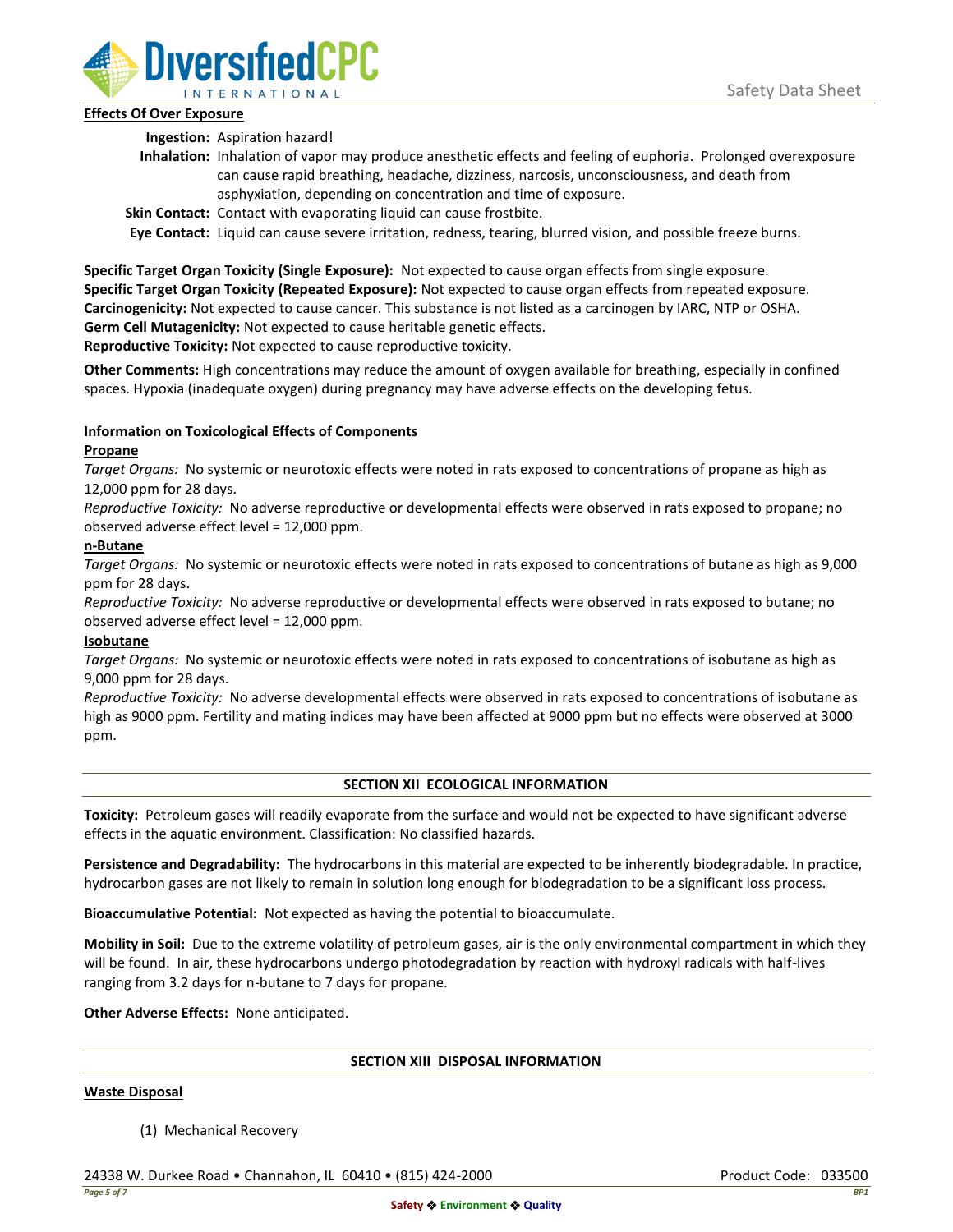**Effects Of Over Exposure**

**Ingestion:** Aspiration hazard!

**Inhalation:** Inhalation of vapor may produce anesthetic effects and feeling of euphoria. Prolonged overexposure can cause rapid breathing, headache, dizziness, narcosis, unconsciousness, and death from asphyxiation, depending on concentration and time of exposure.

**Skin Contact:** Contact with evaporating liquid can cause frostbite.

**Eye Contact:** Liquid can cause severe irritation, redness, tearing, blurred vision, and possible freeze burns.

**Specific Target Organ Toxicity (Single Exposure):** Not expected to cause organ effects from single exposure.
**Specific Target Organ Toxicity (Repeated Exposure):** Not expected to cause organ effects from repeated exposure.
**Carcinogenicity:** Not expected to cause cancer. This substance is not listed as a carcinogen by IARC, NTP or OSHA.
**Germ Cell Mutagenicity:** Not expected to cause heritable genetic effects.
**Reproductive Toxicity:** Not expected to cause reproductive toxicity.

**Other Comments:** High concentrations may reduce the amount of oxygen available for breathing, especially in confined spaces. Hypoxia (inadequate oxygen) during pregnancy may have adverse effects on the developing fetus.

**Information on Toxicological Effects of Components**

**Propane**

*Target Organs:* No systemic or neurotoxic effects were noted in rats exposed to concentrations of propane as high as 12,000 ppm for 28 days.

*Reproductive Toxicity:* No adverse reproductive or developmental effects were observed in rats exposed to propane; no observed adverse effect level = 12,000 ppm.

**n-Butane**

*Target Organs:* No systemic or neurotoxic effects were noted in rats exposed to concentrations of butane as high as 9,000 ppm for 28 days.

*Reproductive Toxicity:* No adverse reproductive or developmental effects were observed in rats exposed to butane; no observed adverse effect level = 12,000 ppm.

**Isobutane**

*Target Organs:* No systemic or neurotoxic effects were noted in rats exposed to concentrations of isobutane as high as 9,000 ppm for 28 days.

*Reproductive Toxicity:* No adverse developmental effects were observed in rats exposed to concentrations of isobutane as high as 9000 ppm. Fertility and mating indices may have been affected at 9000 ppm but no effects were observed at 3000 ppm.

## SECTION XII ECOLOGICAL INFORMATION

**Toxicity:** Petroleum gases will readily evaporate from the surface and would not be expected to have significant adverse effects in the aquatic environment. Classification: No classified hazards.

**Persistence and Degradability:** The hydrocarbons in this material are expected to be inherently biodegradable. In practice, hydrocarbon gases are not likely to remain in solution long enough for biodegradation to be a significant loss process.

**Bioaccumulative Potential:** Not expected as having the potential to bioaccumulate.

**Mobility in Soil:** Due to the extreme volatility of petroleum gases, air is the only environmental compartment in which they will be found. In air, these hydrocarbons undergo photodegradation by reaction with hydroxyl radicals with half-lives ranging from 3.2 days for n-butane to 7 days for propane.

**Other Adverse Effects:** None anticipated.

## SECTION XIII DISPOSAL INFORMATION

**Waste Disposal**

(1) Mechanical Recovery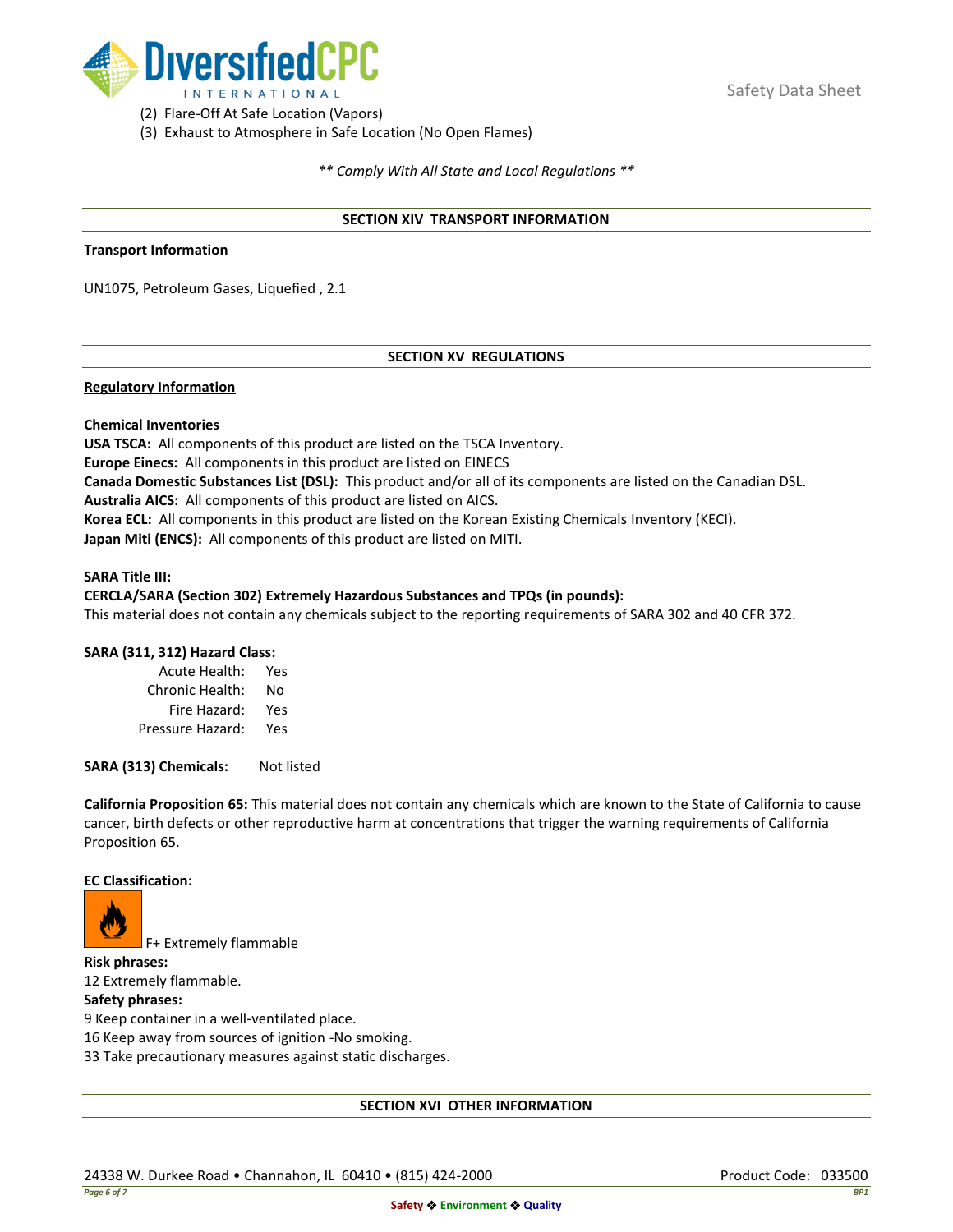(2) Flare-Off At Safe Location (Vapors)
(3) Exhaust to Atmosphere in Safe Location (No Open Flames)

*** Comply With All State and Local Regulations ***

## SECTION XIV TRANSPORT INFORMATION

**Transport Information**

UN1075, Petroleum Gases, Liquefied , 2.1

## SECTION XV REGULATIONS

**Regulatory Information**

**Chemical Inventories**
**USA TSCA:** All components of this product are listed on the TSCA Inventory.
**Europe Einecs:** All components in this product are listed on EINECS
**Canada Domestic Substances List (DSL):** This product and/or all of its components are listed on the Canadian DSL.
**Australia AICS:** All components of this product are listed on AICS.
**Korea ECL:** All components in this product are listed on the Korean Existing Chemicals Inventory (KECI).
**Japan Miti (ENCS):** All components of this product are listed on MITI.

**SARA Title III:**
**CERCLA/SARA (Section 302) Extremely Hazardous Substances and TPQs (in pounds):**
This material does not contain any chemicals subject to the reporting requirements of SARA 302 and 40 CFR 372.

**SARA (311, 312) Hazard Class:**

| | |
|---|---|
| Acute Health: | Yes |
| Chronic Health: | No |
| Fire Hazard: | Yes |
| Pressure Hazard: | Yes |

**SARA (313) Chemicals:** Not listed

**California Proposition 65:** This material does not contain any chemicals which are known to the State of California to cause cancer, birth defects or other reproductive harm at concentrations that trigger the warning requirements of California Proposition 65.

**EC Classification:**

F+ Extremely flammable

**Risk phrases:**
12 Extremely flammable.

**Safety phrases:**
9 Keep container in a well-ventilated place.
16 Keep away from sources of ignition -No smoking.
33 Take precautionary measures against static discharges.

## SECTION XVI OTHER INFORMATION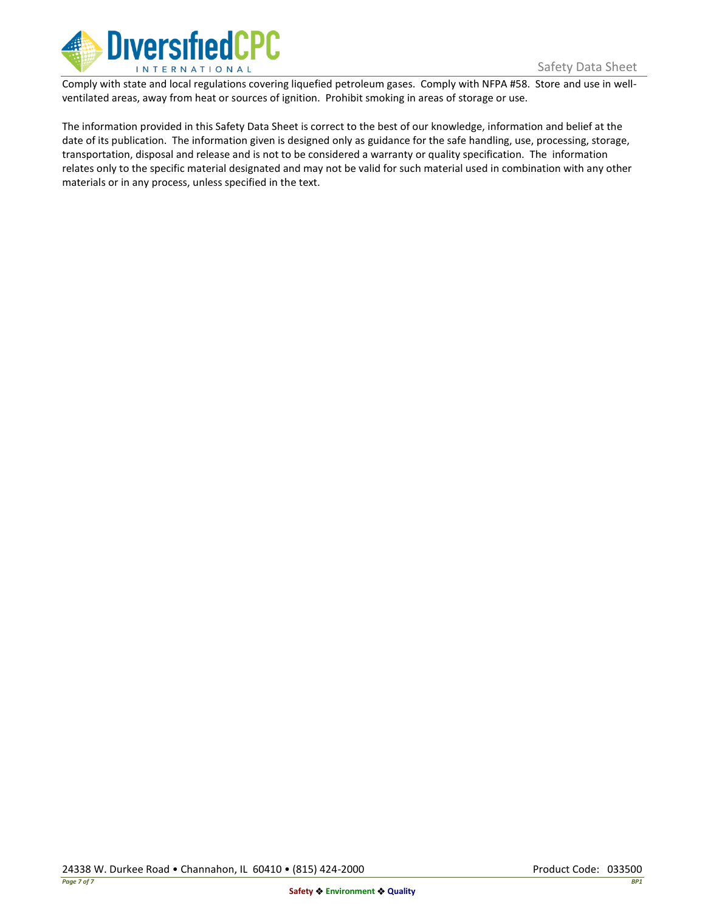Comply with state and local regulations covering liquefied petroleum gases. Comply with NFPA #58. Store and use in well-ventilated areas, away from heat or sources of ignition. Prohibit smoking in areas of storage or use.

The information provided in this Safety Data Sheet is correct to the best of our knowledge, information and belief at the date of its publication. The information given is designed only as guidance for the safe handling, use, processing, storage, transportation, disposal and release and is not to be considered a warranty or quality specification. The information relates only to the specific material designated and may not be valid for such material used in combination with any other materials or in any process, unless specified in the text.